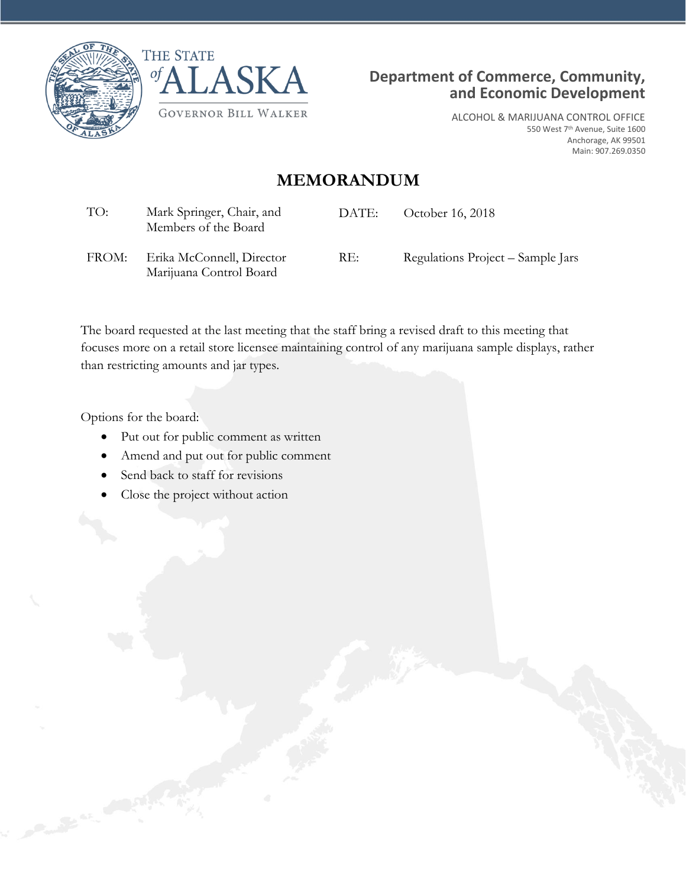THE STATE *of* ALASKA
GOVERNOR BILL WALKER

**Department of Commerce, Community, and Economic Development**

ALCOHOL & MARIJUANA CONTROL OFFICE
550 West 7th Avenue, Suite 1600
Anchorage, AK 99501
Main: 907.269.0350

# MEMORANDUM

| | | | |
|---|---|---|---|
| TO: | Mark Springer, Chair, and Members of the Board | DATE: | October 16, 2018 |
| FROM: | Erika McConnell, Director Marijuana Control Board | RE: | Regulations Project – Sample Jars |

The board requested at the last meeting that the staff bring a revised draft to this meeting that focuses more on a retail store licensee maintaining control of any marijuana sample displays, rather than restricting amounts and jar types.

Options for the board:

- Put out for public comment as written
- Amend and put out for public comment
- Send back to staff for revisions
- Close the project without action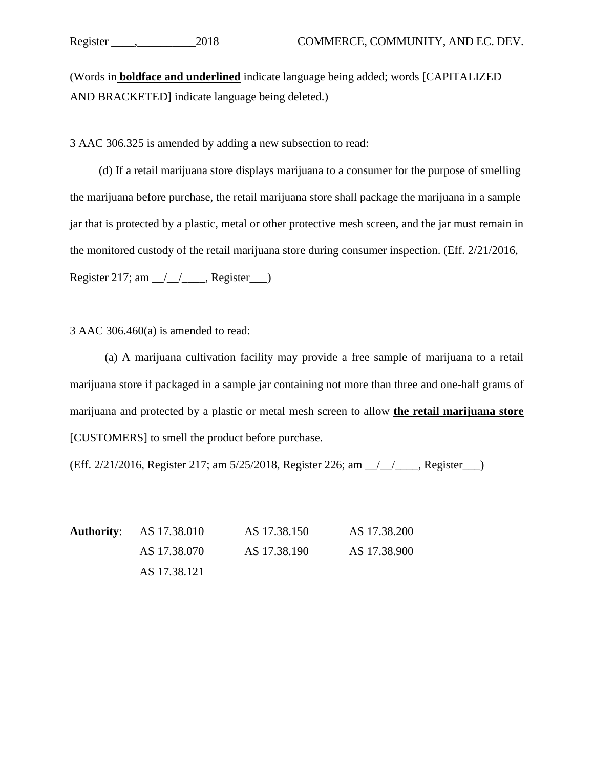(Words in **boldface and underlined** indicate language being added; words [CAPITALIZED AND BRACKETED] indicate language being deleted.)

3 AAC 306.325 is amended by adding a new subsection to read:

(d) If a retail marijuana store displays marijuana to a consumer for the purpose of smelling the marijuana before purchase, the retail marijuana store shall package the marijuana in a sample jar that is protected by a plastic, metal or other protective mesh screen, and the jar must remain in the monitored custody of the retail marijuana store during consumer inspection. (Eff. 2/21/2016, Register 217; am __/__/____, Register___)

3 AAC 306.460(a) is amended to read:

(a) A marijuana cultivation facility may provide a free sample of marijuana to a retail marijuana store if packaged in a sample jar containing not more than three and one-half grams of marijuana and protected by a plastic or metal mesh screen to allow **<u>the retail marijuana store</u>** [CUSTOMERS] to smell the product before purchase.

(Eff. 2/21/2016, Register 217; am 5/25/2018, Register 226; am __/__/____, Register___)

| | | | |
|---|---|---|---|
| **Authority**: | AS 17.38.010 | AS 17.38.150 | AS 17.38.200 |
| | AS 17.38.070 | AS 17.38.190 | AS 17.38.900 |
| | AS 17.38.121 | | |